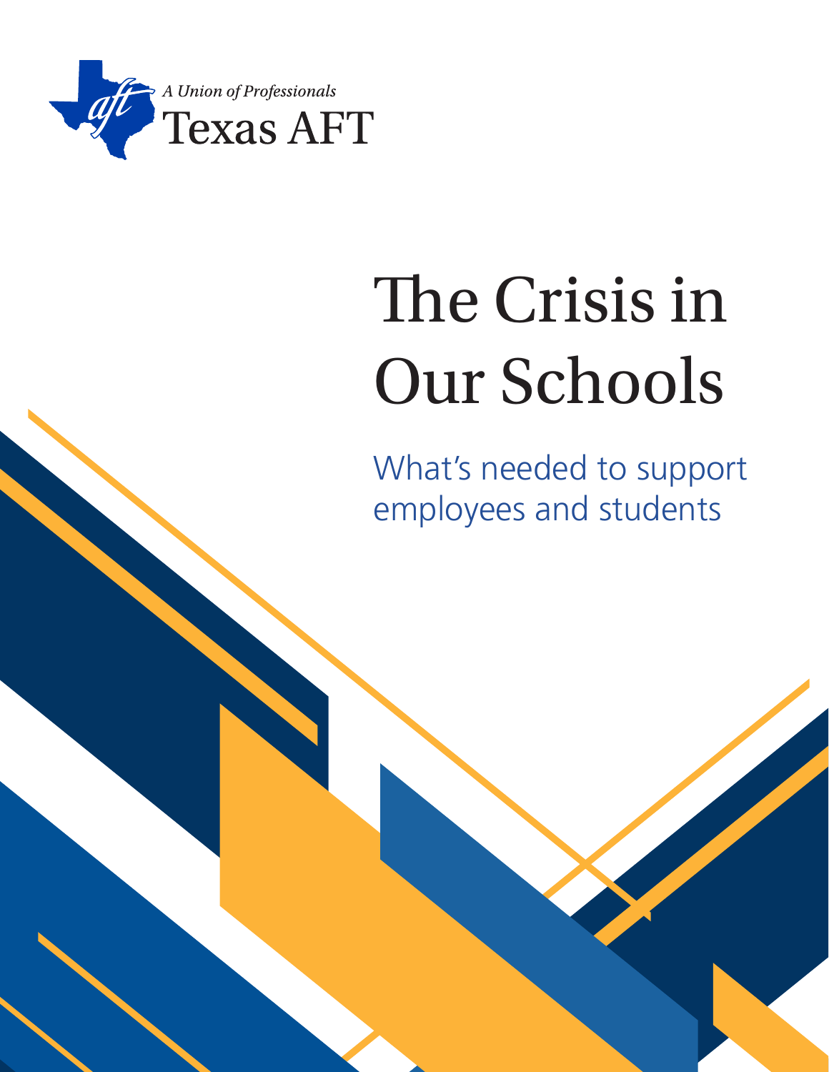A Union of Professionals

Texas AFT

# The Crisis in Our Schools

## What's needed to support employees and students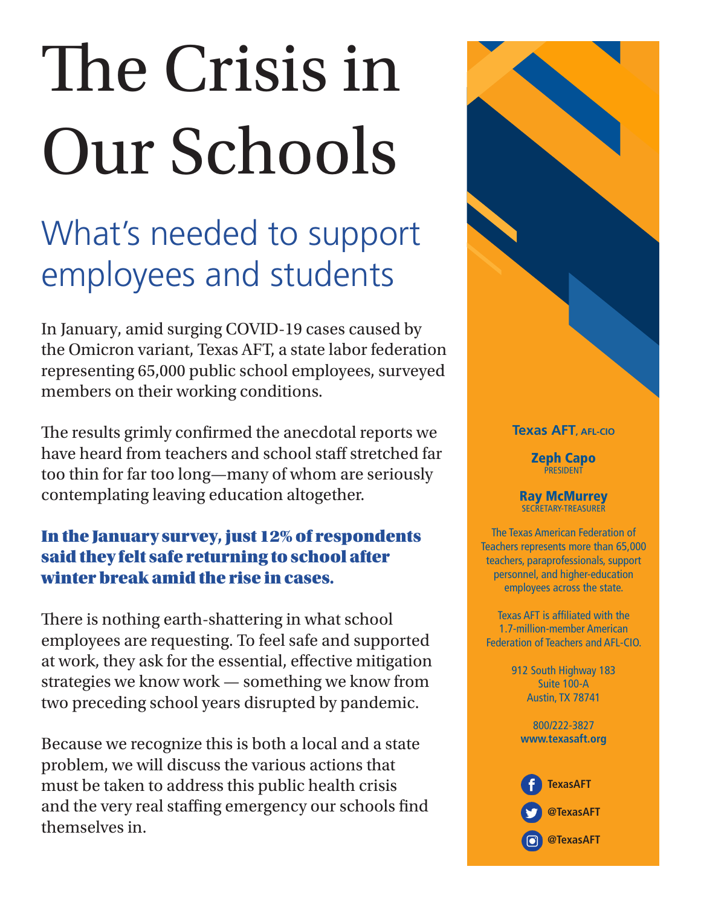# The Crisis in Our Schools

## What's needed to support employees and students

In January, amid surging COVID-19 cases caused by the Omicron variant, Texas AFT, a state labor federation representing 65,000 public school employees, surveyed members on their working conditions.

The results grimly confirmed the anecdotal reports we have heard from teachers and school staff stretched far too thin for far too long—many of whom are seriously contemplating leaving education altogether.

**In the January survey, just 12% of respondents said they felt safe returning to school after winter break amid the rise in cases.**

There is nothing earth-shattering in what school employees are requesting. To feel safe and supported at work, they ask for the essential, effective mitigation strategies we know work — something we know from two preceding school years disrupted by pandemic.

Because we recognize this is both a local and a state problem, we will discuss the various actions that must be taken to address this public health crisis and the very real staffing emergency our schools find themselves in.

**Texas AFT**, AFL-CIO

**Zeph Capo**
PRESIDENT

**Ray McMurrey**
SECRETARY-TREASURER

The Texas American Federation of Teachers represents more than 65,000 teachers, paraprofessionals, support personnel, and higher-education employees across the state.

Texas AFT is affiliated with the 1.7-million-member American Federation of Teachers and AFL-CIO.

912 South Highway 183
Suite 100-A
Austin, TX 78741

800/222-3827
**www.texasaft.org**

**TexasAFT**

**@TexasAFT**

**@TexasAFT**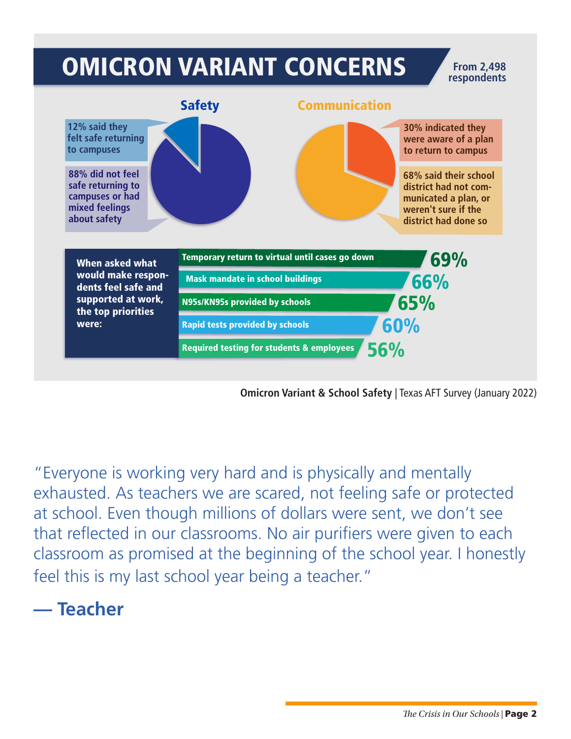# OMICRON VARIANT CONCERNS

From 2,498 respondents

## Safety

12% said they felt safe returning to campuses

88% did not feel safe returning to campuses or had mixed feelings about safety

## Communication

30% indicated they were aware of a plan to return to campus

68% said their school district had not communicated a plan, or weren't sure if the district had done so

When asked what would make respondents feel safe and supported at work, the top priorities were:

| Priority | Percentage |
| --- | --- |
| Temporary return to virtual until cases go down | 69% |
| Mask mandate in school buildings | 66% |
| N95s/KN95s provided by schools | 65% |
| Rapid tests provided by schools | 60% |
| Required testing for students & employees | 56% |

**Omicron Variant & School Safety** | Texas AFT Survey (January 2022)

"Everyone is working very hard and is physically and mentally exhausted. As teachers we are scared, not feeling safe or protected at school. Even though millions of dollars were sent, we don't see that reflected in our classrooms. No air purifiers were given to each classroom as promised at the beginning of the school year. I honestly feel this is my last school year being a teacher."

**— Teacher**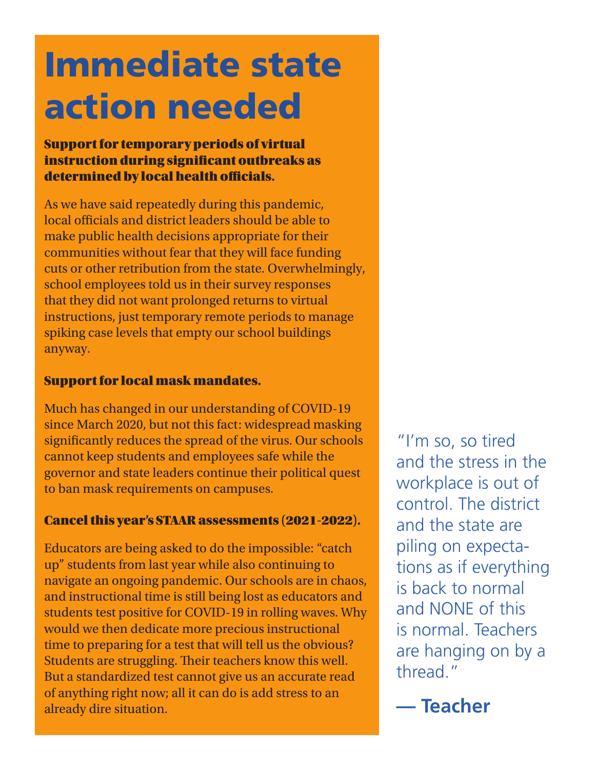# Immediate state action needed

**Support for temporary periods of virtual instruction during significant outbreaks as determined by local health officials.**

As we have said repeatedly during this pandemic, local officials and district leaders should be able to make public health decisions appropriate for their communities without fear that they will face funding cuts or other retribution from the state. Overwhelmingly, school employees told us in their survey responses that they did not want prolonged returns to virtual instructions, just temporary remote periods to manage spiking case levels that empty our school buildings anyway.

**Support for local mask mandates.**

Much has changed in our understanding of COVID-19 since March 2020, but not this fact: widespread masking significantly reduces the spread of the virus. Our schools cannot keep students and employees safe while the governor and state leaders continue their political quest to ban mask requirements on campuses.

**Cancel this year's STAAR assessments (2021-2022).**

Educators are being asked to do the impossible: "catch up" students from last year while also continuing to navigate an ongoing pandemic. Our schools are in chaos, and instructional time is still being lost as educators and students test positive for COVID-19 in rolling waves. Why would we then dedicate more precious instructional time to preparing for a test that will tell us the obvious? Students are struggling. Their teachers know this well. But a standardized test cannot give us an accurate read of anything right now; all it can do is add stress to an already dire situation.

> "I'm so, so tired and the stress in the workplace is out of control. The district and the state are piling on expectations as if everything is back to normal and NONE of this is normal. Teachers are hanging on by a thread."
>
> **— Teacher**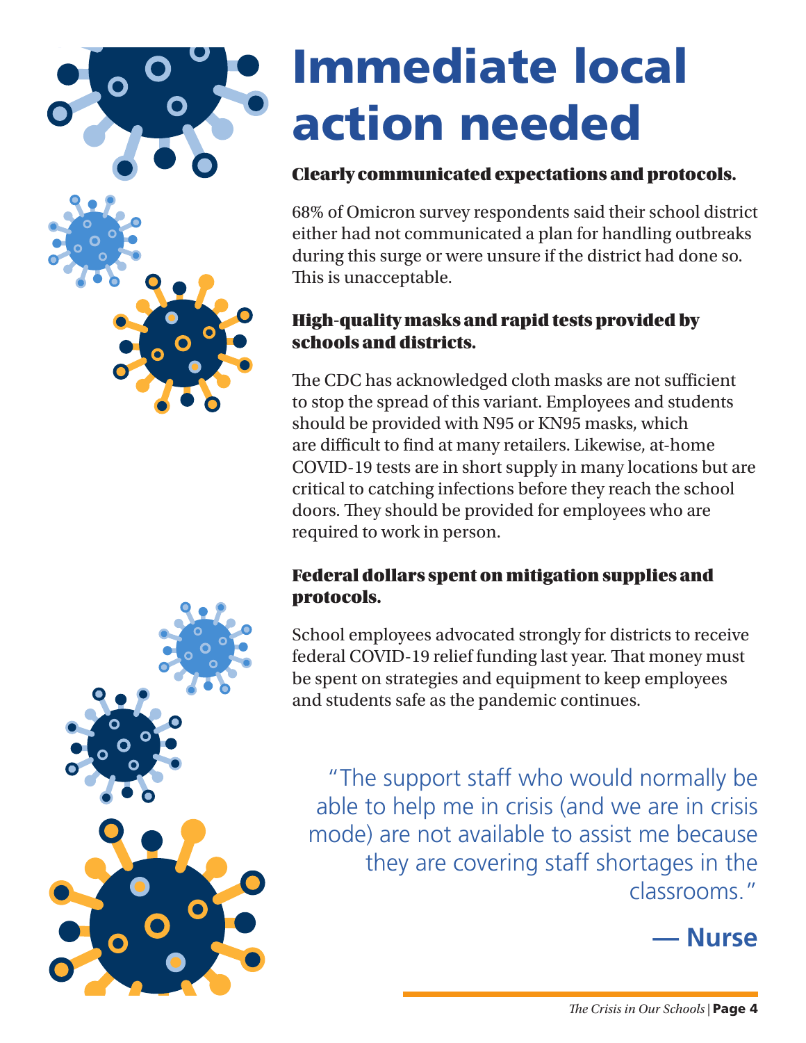# Immediate local action needed

### Clearly communicated expectations and protocols.

68% of Omicron survey respondents said their school district either had not communicated a plan for handling outbreaks during this surge or were unsure if the district had done so. This is unacceptable.

### High-quality masks and rapid tests provided by schools and districts.

The CDC has acknowledged cloth masks are not sufficient to stop the spread of this variant. Employees and students should be provided with N95 or KN95 masks, which are difficult to find at many retailers. Likewise, at-home COVID-19 tests are in short supply in many locations but are critical to catching infections before they reach the school doors. They should be provided for employees who are required to work in person.

### Federal dollars spent on mitigation supplies and protocols.

School employees advocated strongly for districts to receive federal COVID-19 relief funding last year. That money must be spent on strategies and equipment to keep employees and students safe as the pandemic continues.

> "The support staff who would normally be able to help me in crisis (and we are in crisis mode) are not available to assist me because they are covering staff shortages in the classrooms."
>
> **— Nurse**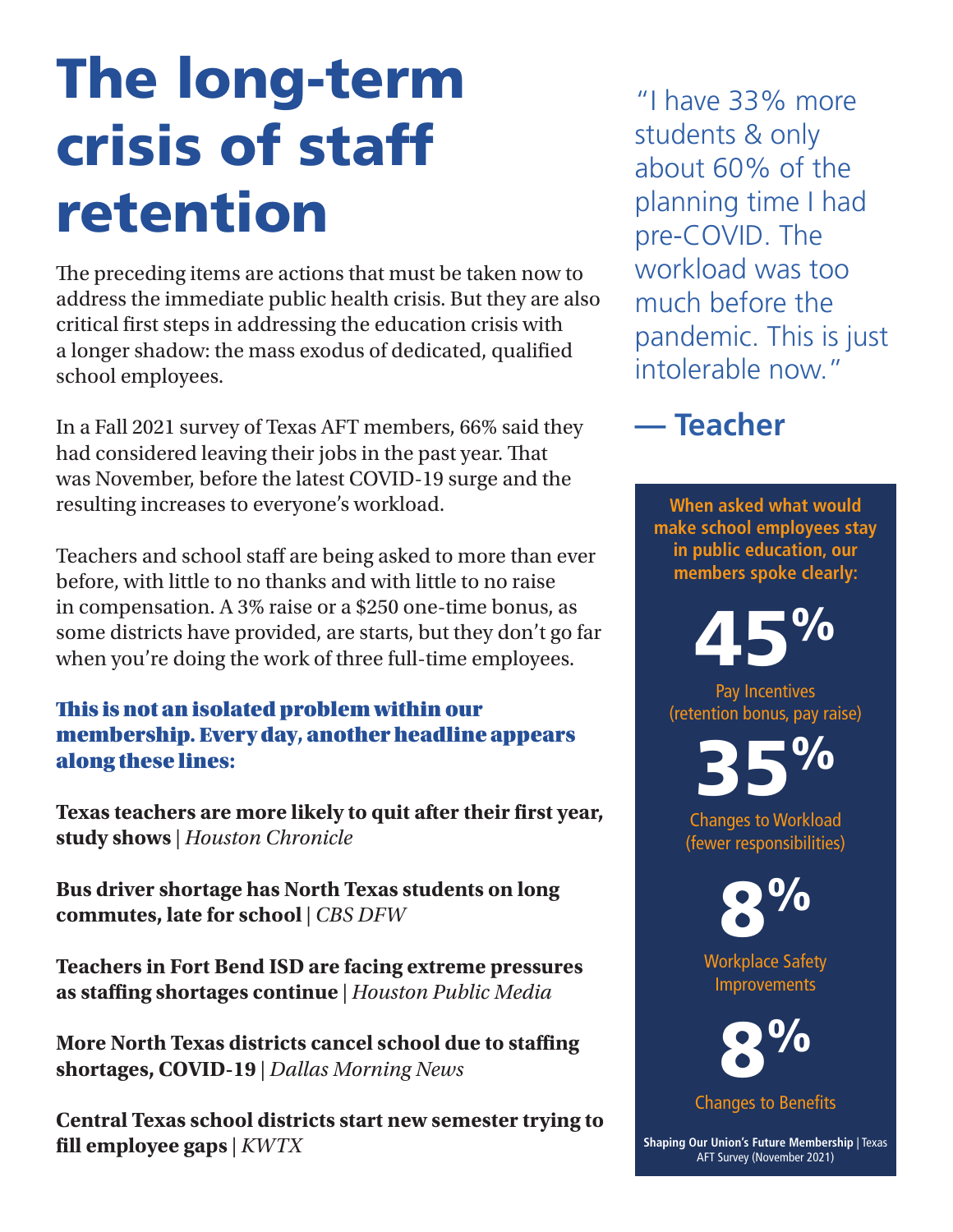# The long-term crisis of staff retention

The preceding items are actions that must be taken now to address the immediate public health crisis. But they are also critical first steps in addressing the education crisis with a longer shadow: the mass exodus of dedicated, qualified school employees.

In a Fall 2021 survey of Texas AFT members, 66% said they had considered leaving their jobs in the past year. That was November, before the latest COVID-19 surge and the resulting increases to everyone's workload.

Teachers and school staff are being asked to more than ever before, with little to no thanks and with little to no raise in compensation. A 3% raise or a $250 one-time bonus, as some districts have provided, are starts, but they don't go far when you're doing the work of three full-time employees.

### This is not an isolated problem within our membership. Every day, another headline appears along these lines:

**Texas teachers are more likely to quit after their first year, study shows** | *Houston Chronicle*

**Bus driver shortage has North Texas students on long commutes, late for school** | *CBS DFW*

**Teachers in Fort Bend ISD are facing extreme pressures as staffing shortages continue** | *Houston Public Media*

**More North Texas districts cancel school due to staffing shortages, COVID-19** | *Dallas Morning News*

**Central Texas school districts start new semester trying to fill employee gaps** | *KWTX*

> "I have 33% more students & only about 60% of the planning time I had pre-COVID. The workload was too much before the pandemic. This is just intolerable now."
>
> **— Teacher**

**When asked what would make school employees stay in public education, our members spoke clearly:**

**45%**
Pay Incentives (retention bonus, pay raise)

**35%**
Changes to Workload (fewer responsibilities)

**8%**
Workplace Safety Improvements

**8%**
Changes to Benefits

**Shaping Our Union's Future Membership** | Texas AFT Survey (November 2021)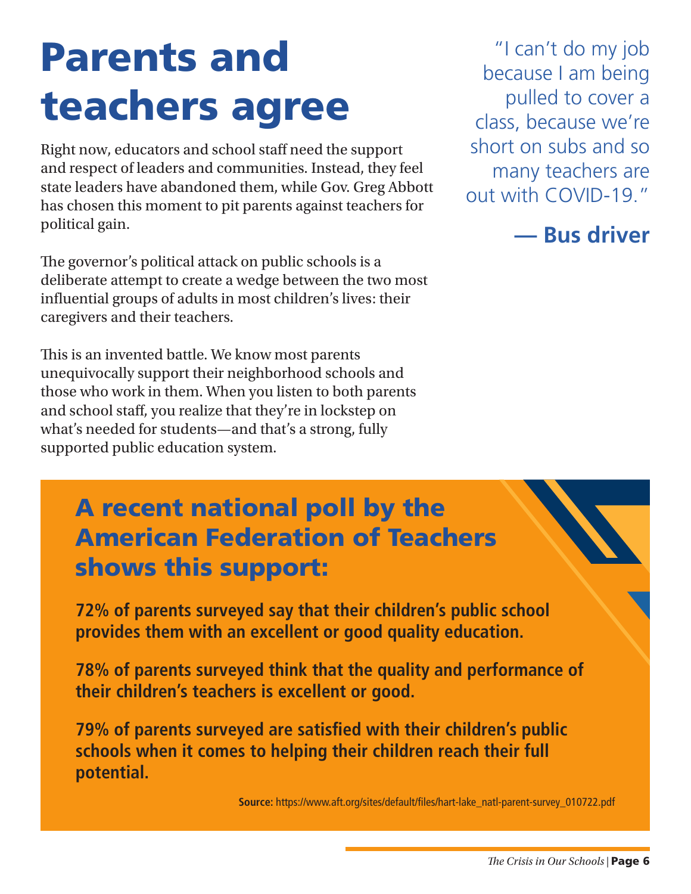# Parents and teachers agree

Right now, educators and school staff need the support and respect of leaders and communities. Instead, they feel state leaders have abandoned them, while Gov. Greg Abbott has chosen this moment to pit parents against teachers for political gain.

The governor's political attack on public schools is a deliberate attempt to create a wedge between the two most influential groups of adults in most children's lives: their caregivers and their teachers.

This is an invented battle. We know most parents unequivocally support their neighborhood schools and those who work in them. When you listen to both parents and school staff, you realize that they're in lockstep on what's needed for students—and that's a strong, fully supported public education system.

"I can't do my job because I am being pulled to cover a class, because we're short on subs and so many teachers are out with COVID-19."

**— Bus driver**

## A recent national poll by the American Federation of Teachers shows this support:

**72% of parents surveyed say that their children's public school provides them with an excellent or good quality education.**

**78% of parents surveyed think that the quality and performance of their children's teachers is excellent or good.**

**79% of parents surveyed are satisfied with their children's public schools when it comes to helping their children reach their full potential.**

**Source:** https://www.aft.org/sites/default/files/hart-lake_natl-parent-survey_010722.pdf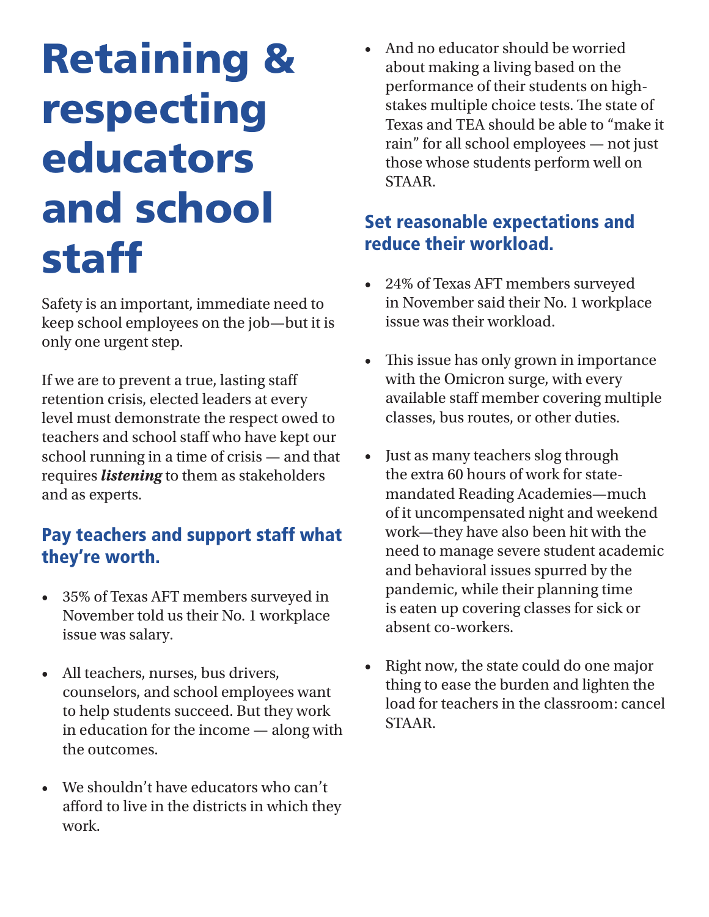# Retaining & respecting educators and school staff

Safety is an important, immediate need to keep school employees on the job—but it is only one urgent step.

If we are to prevent a true, lasting staff retention crisis, elected leaders at every level must demonstrate the respect owed to teachers and school staff who have kept our school running in a time of crisis — and that requires ***listening*** to them as stakeholders and as experts.

## Pay teachers and support staff what they're worth.

- 35% of Texas AFT members surveyed in November told us their No. 1 workplace issue was salary.
- All teachers, nurses, bus drivers, counselors, and school employees want to help students succeed. But they work in education for the income — along with the outcomes.
- We shouldn't have educators who can't afford to live in the districts in which they work.
- And no educator should be worried about making a living based on the performance of their students on high-stakes multiple choice tests. The state of Texas and TEA should be able to "make it rain" for all school employees — not just those whose students perform well on STAAR.

## Set reasonable expectations and reduce their workload.

- 24% of Texas AFT members surveyed in November said their No. 1 workplace issue was their workload.
- This issue has only grown in importance with the Omicron surge, with every available staff member covering multiple classes, bus routes, or other duties.
- Just as many teachers slog through the extra 60 hours of work for state-mandated Reading Academies—much of it uncompensated night and weekend work—they have also been hit with the need to manage severe student academic and behavioral issues spurred by the pandemic, while their planning time is eaten up covering classes for sick or absent co-workers.
- Right now, the state could do one major thing to ease the burden and lighten the load for teachers in the classroom: cancel STAAR.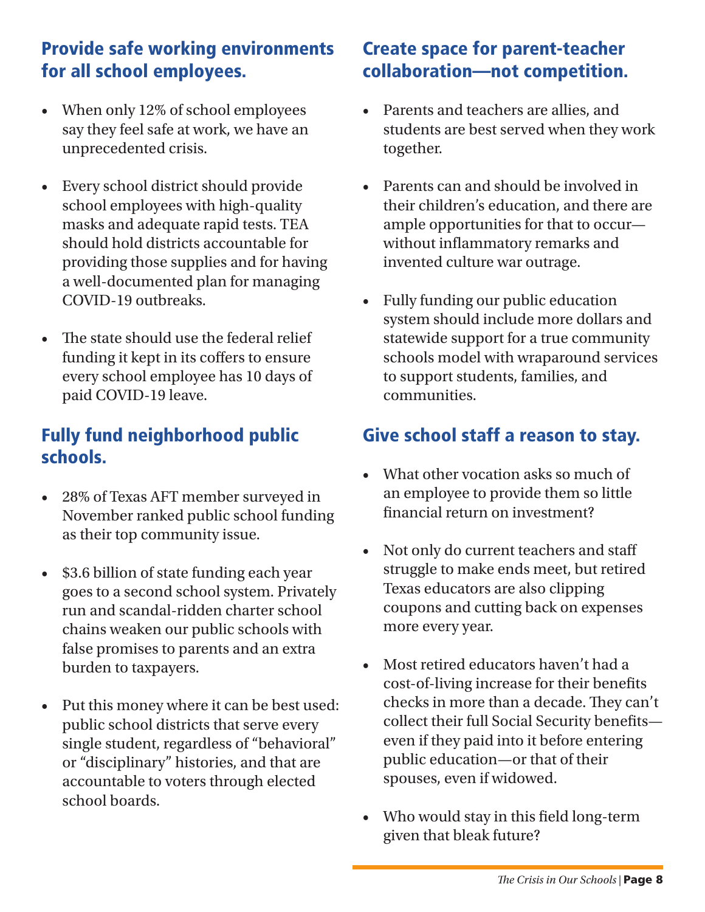## Provide safe working environments for all school employees.

- When only 12% of school employees say they feel safe at work, we have an unprecedented crisis.
- Every school district should provide school employees with high-quality masks and adequate rapid tests. TEA should hold districts accountable for providing those supplies and for having a well-documented plan for managing COVID-19 outbreaks.
- The state should use the federal relief funding it kept in its coffers to ensure every school employee has 10 days of paid COVID-19 leave.

## Fully fund neighborhood public schools.

- 28% of Texas AFT member surveyed in November ranked public school funding as their top community issue.
- \$3.6 billion of state funding each year goes to a second school system. Privately run and scandal-ridden charter school chains weaken our public schools with false promises to parents and an extra burden to taxpayers.
- Put this money where it can be best used: public school districts that serve every single student, regardless of "behavioral" or "disciplinary" histories, and that are accountable to voters through elected school boards.

## Create space for parent-teacher collaboration—not competition.

- Parents and teachers are allies, and students are best served when they work together.
- Parents can and should be involved in their children's education, and there are ample opportunities for that to occur—without inflammatory remarks and invented culture war outrage.
- Fully funding our public education system should include more dollars and statewide support for a true community schools model with wraparound services to support students, families, and communities.

## Give school staff a reason to stay.

- What other vocation asks so much of an employee to provide them so little financial return on investment?
- Not only do current teachers and staff struggle to make ends meet, but retired Texas educators are also clipping coupons and cutting back on expenses more every year.
- Most retired educators haven't had a cost-of-living increase for their benefits checks in more than a decade. They can't collect their full Social Security benefits—even if they paid into it before entering public education—or that of their spouses, even if widowed.
- Who would stay in this field long-term given that bleak future?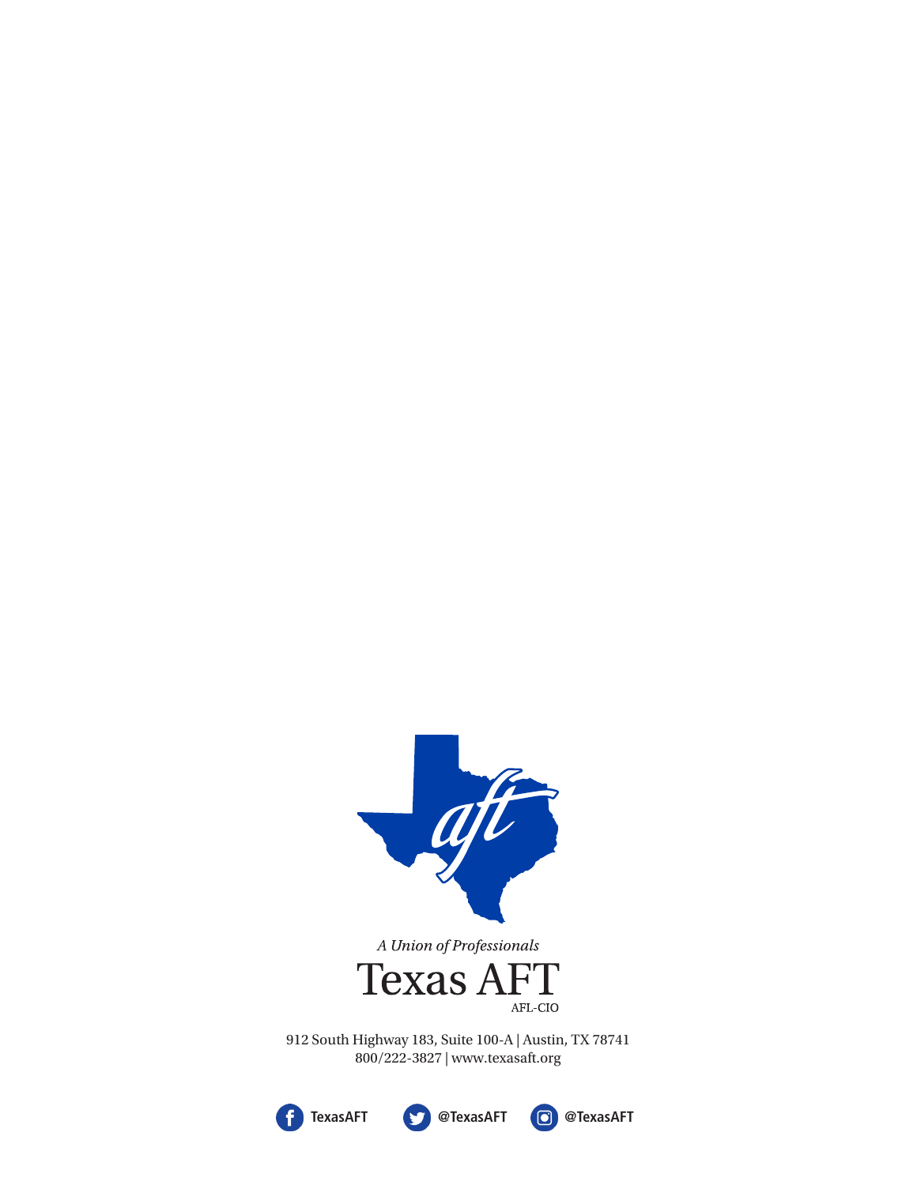*A Union of Professionals*

Texas AFT

AFL-CIO

912 South Highway 183, Suite 100-A | Austin, TX 78741
800/222-3827 | www.texasaft.org

TexasAFT @TexasAFT @TexasAFT